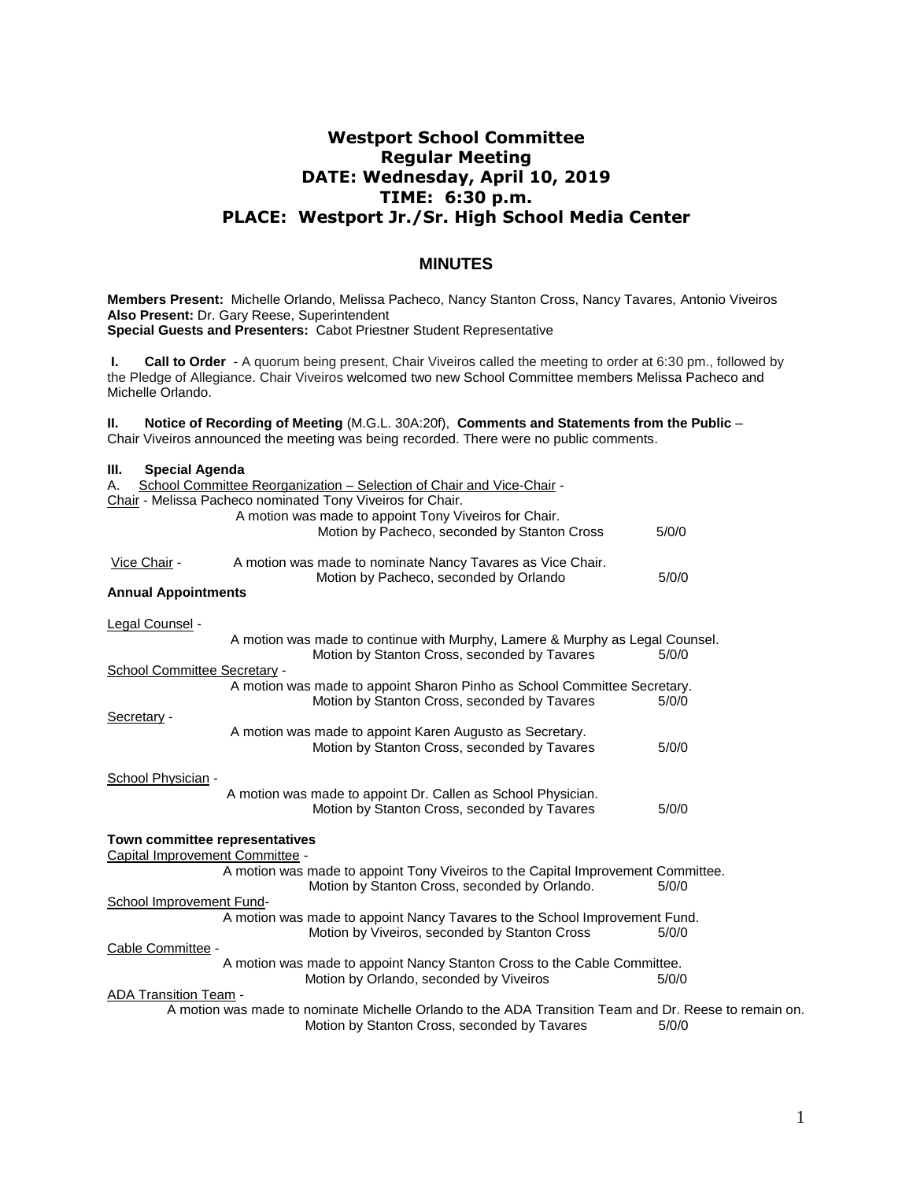# Westport School Committee
## Regular Meeting
## DATE: Wednesday, April 10, 2019
## TIME: 6:30 p.m.
## PLACE: Westport Jr./Sr. High School Media Center

## MINUTES

**Members Present:** Michelle Orlando, Melissa Pacheco, Nancy Stanton Cross, Nancy Tavares, Antonio Viveiros
**Also Present:** Dr. Gary Reese, Superintendent
**Special Guests and Presenters:** Cabot Priestner Student Representative

**I. Call to Order** - A quorum being present, Chair Viveiros called the meeting to order at 6:30 pm., followed by the Pledge of Allegiance. Chair Viveiros welcomed two new School Committee members Melissa Pacheco and Michelle Orlando.

**II. Notice of Recording of Meeting** (M.G.L. 30A:20f), **Comments and Statements from the Public** – Chair Viveiros announced the meeting was being recorded. There were no public comments.

**III. Special Agenda**

A. School Committee Reorganization – Selection of Chair and Vice-Chair -

Chair - Melissa Pacheco nominated Tony Viveiros for Chair.

A motion was made to appoint Tony Viveiros for Chair.
Motion by Pacheco, seconded by Stanton Cross 5/0/0

Vice Chair - A motion was made to nominate Nancy Tavares as Vice Chair.
Motion by Pacheco, seconded by Orlando 5/0/0

**Annual Appointments**

Legal Counsel -
A motion was made to continue with Murphy, Lamere & Murphy as Legal Counsel.
Motion by Stanton Cross, seconded by Tavares 5/0/0

School Committee Secretary -
A motion was made to appoint Sharon Pinho as School Committee Secretary.
Motion by Stanton Cross, seconded by Tavares 5/0/0

Secretary -
A motion was made to appoint Karen Augusto as Secretary.
Motion by Stanton Cross, seconded by Tavares 5/0/0

School Physician -
A motion was made to appoint Dr. Callen as School Physician.
Motion by Stanton Cross, seconded by Tavares 5/0/0

**Town committee representatives**

Capital Improvement Committee -
A motion was made to appoint Tony Viveiros to the Capital Improvement Committee.
Motion by Stanton Cross, seconded by Orlando. 5/0/0

School Improvement Fund-
A motion was made to appoint Nancy Tavares to the School Improvement Fund.
Motion by Viveiros, seconded by Stanton Cross 5/0/0

Cable Committee -
A motion was made to appoint Nancy Stanton Cross to the Cable Committee.
Motion by Orlando, seconded by Viveiros 5/0/0

ADA Transition Team -
A motion was made to nominate Michelle Orlando to the ADA Transition Team and Dr. Reese to remain on.
Motion by Stanton Cross, seconded by Tavares 5/0/0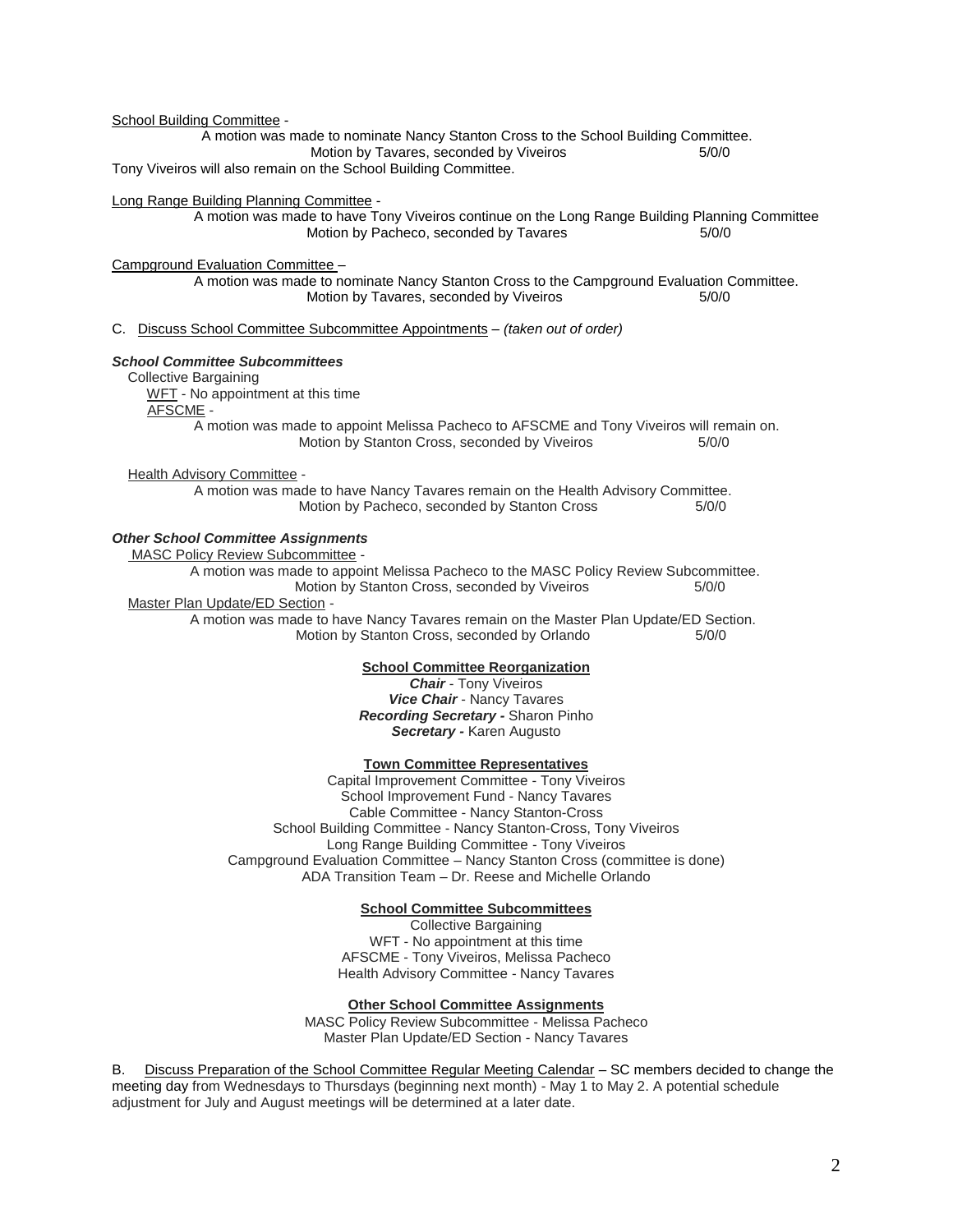School Building Committee -

A motion was made to nominate Nancy Stanton Cross to the School Building Committee.
Motion by Tavares, seconded by Viveiros 5/0/0

Tony Viveiros will also remain on the School Building Committee.

Long Range Building Planning Committee -

A motion was made to have Tony Viveiros continue on the Long Range Building Planning Committee
Motion by Pacheco, seconded by Tavares 5/0/0

Campground Evaluation Committee –

A motion was made to nominate Nancy Stanton Cross to the Campground Evaluation Committee.
Motion by Tavares, seconded by Viveiros 5/0/0

C. Discuss School Committee Subcommittee Appointments – *(taken out of order)*

***School Committee Subcommittees***

Collective Bargaining

WFT - No appointment at this time

AFSCME -

A motion was made to appoint Melissa Pacheco to AFSCME and Tony Viveiros will remain on.
Motion by Stanton Cross, seconded by Viveiros 5/0/0

Health Advisory Committee -

A motion was made to have Nancy Tavares remain on the Health Advisory Committee.
Motion by Pacheco, seconded by Stanton Cross 5/0/0

***Other School Committee Assignments***

MASC Policy Review Subcommittee -

A motion was made to appoint Melissa Pacheco to the MASC Policy Review Subcommittee.
Motion by Stanton Cross, seconded by Viveiros 5/0/0

Master Plan Update/ED Section -

A motion was made to have Nancy Tavares remain on the Master Plan Update/ED Section.
Motion by Stanton Cross, seconded by Orlando 5/0/0

**School Committee Reorganization**

***Chair*** - Tony Viveiros
***Vice Chair*** - Nancy Tavares
***Recording Secretary -*** Sharon Pinho
***Secretary -*** Karen Augusto

**Town Committee Representatives**

Capital Improvement Committee - Tony Viveiros
School Improvement Fund - Nancy Tavares
Cable Committee - Nancy Stanton-Cross
School Building Committee - Nancy Stanton-Cross, Tony Viveiros
Long Range Building Committee - Tony Viveiros
Campground Evaluation Committee – Nancy Stanton Cross (committee is done)
ADA Transition Team – Dr. Reese and Michelle Orlando

**School Committee Subcommittees**

Collective Bargaining
WFT - No appointment at this time
AFSCME - Tony Viveiros, Melissa Pacheco
Health Advisory Committee - Nancy Tavares

**Other School Committee Assignments**

MASC Policy Review Subcommittee - Melissa Pacheco
Master Plan Update/ED Section - Nancy Tavares

B. Discuss Preparation of the School Committee Regular Meeting Calendar – SC members decided to change the meeting day from Wednesdays to Thursdays (beginning next month) - May 1 to May 2. A potential schedule adjustment for July and August meetings will be determined at a later date.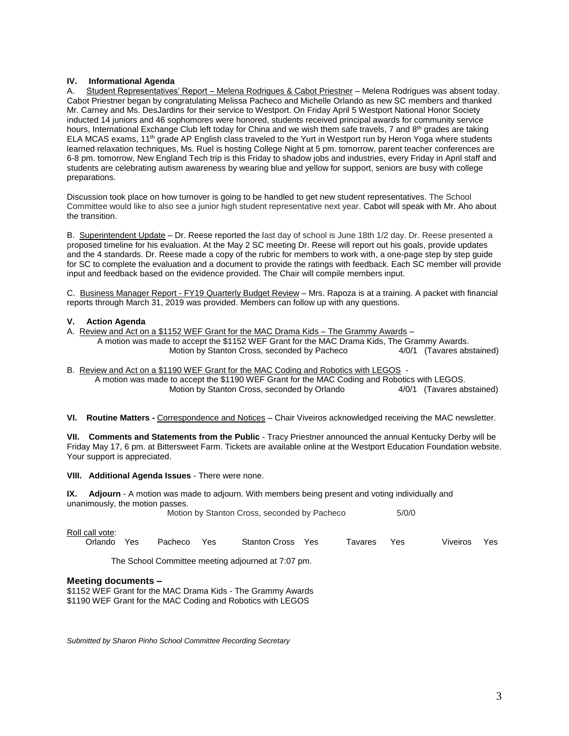## IV. Informational Agenda

A. Student Representatives' Report – Melena Rodrigues & Cabot Priestner – Melena Rodrigues was absent today. Cabot Priestner began by congratulating Melissa Pacheco and Michelle Orlando as new SC members and thanked Mr. Carney and Ms. DesJardins for their service to Westport. On Friday April 5 Westport National Honor Society inducted 14 juniors and 46 sophomores were honored, students received principal awards for community service hours, International Exchange Club left today for China and we wish them safe travels, 7 and 8th grades are taking ELA MCAS exams, 11th grade AP English class traveled to the Yurt in Westport run by Heron Yoga where students learned relaxation techniques, Ms. Ruel is hosting College Night at 5 pm. tomorrow, parent teacher conferences are 6-8 pm. tomorrow, New England Tech trip is this Friday to shadow jobs and industries, every Friday in April staff and students are celebrating autism awareness by wearing blue and yellow for support, seniors are busy with college preparations.

Discussion took place on how turnover is going to be handled to get new student representatives. The School Committee would like to also see a junior high student representative next year. Cabot will speak with Mr. Aho about the transition.

B. Superintendent Update – Dr. Reese reported the last day of school is June 18th 1/2 day. Dr. Reese presented a proposed timeline for his evaluation. At the May 2 SC meeting Dr. Reese will report out his goals, provide updates and the 4 standards. Dr. Reese made a copy of the rubric for members to work with, a one-page step by step guide for SC to complete the evaluation and a document to provide the ratings with feedback. Each SC member will provide input and feedback based on the evidence provided. The Chair will compile members input.

C. Business Manager Report - FY19 Quarterly Budget Review – Mrs. Rapoza is at a training. A packet with financial reports through March 31, 2019 was provided. Members can follow up with any questions.

## V. Action Agenda

A. Review and Act on a $1152 WEF Grant for the MAC Drama Kids – The Grammy Awards –
A motion was made to accept the $1152 WEF Grant for the MAC Drama Kids, The Grammy Awards.
Motion by Stanton Cross, seconded by Pacheco 4/0/1 (Tavares abstained)

B. Review and Act on a $1190 WEF Grant for the MAC Coding and Robotics with LEGOS -
A motion was made to accept the $1190 WEF Grant for the MAC Coding and Robotics with LEGOS.
Motion by Stanton Cross, seconded by Orlando 4/0/1 (Tavares abstained)

**VI. Routine Matters -** Correspondence and Notices – Chair Viveiros acknowledged receiving the MAC newsletter.

**VII. Comments and Statements from the Public** - Tracy Priestner announced the annual Kentucky Derby will be Friday May 17, 6 pm. at Bittersweet Farm. Tickets are available online at the Westport Education Foundation website. Your support is appreciated.

**VIII. Additional Agenda Issues** - There were none.

**IX. Adjourn** - A motion was made to adjourn. With members being present and voting individually and unanimously, the motion passes.
Motion by Stanton Cross, seconded by Pacheco 5/0/0

Roll call vote:
Orlando Yes Pacheco Yes Stanton Cross Yes Tavares Yes Viveiros Yes

The School Committee meeting adjourned at 7:07 pm.

### Meeting documents –

$1152 WEF Grant for the MAC Drama Kids - The Grammy Awards
$1190 WEF Grant for the MAC Coding and Robotics with LEGOS

*Submitted by Sharon Pinho School Committee Recording Secretary*